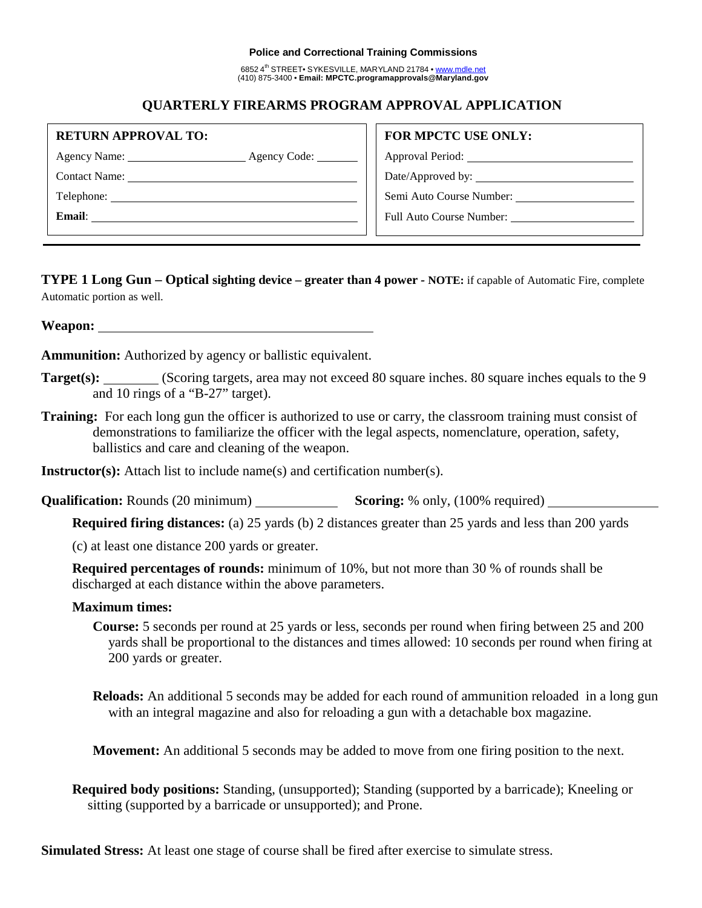**Police and Correctional Training Commissions**

6852 4th STREET• SYKESVILLE, MARYLAND 21784 • www.mdle.net
(410) 875-3400 • **Email: MPCTC.programapprovals@Maryland.gov**

# QUARTERLY FIREARMS PROGRAM APPROVAL APPLICATION

| **RETURN APPROVAL TO:** | **FOR MPCTC USE ONLY:** |
|---|---|
| Agency Name: ____________ Agency Code: ______ | Approval Period: ____________ |
| Contact Name: ____________ | Date/Approved by: ____________ |
| Telephone: ____________ | Semi Auto Course Number: ____________ |
| **Email**: ____________ | Full Auto Course Number: ____________ |

**TYPE 1 Long Gun – Optical sighting device – greater than 4 power - NOTE:** if capable of Automatic Fire, complete Automatic portion as well.

**Weapon:** ______________________________

**Ammunition:** Authorized by agency or ballistic equivalent.

**Target(s):** ________ (Scoring targets, area may not exceed 80 square inches. 80 square inches equals to the 9 and 10 rings of a "B-27" target).

**Training:** For each long gun the officer is authorized to use or carry, the classroom training must consist of demonstrations to familiarize the officer with the legal aspects, nomenclature, operation, safety, ballistics and care and cleaning of the weapon.

**Instructor(s):** Attach list to include name(s) and certification number(s).

**Qualification:** Rounds (20 minimum) __________ **Scoring:** % only, (100% required) ____________

**Required firing distances:** (a) 25 yards (b) 2 distances greater than 25 yards and less than 200 yards

(c) at least one distance 200 yards or greater.

**Required percentages of rounds:** minimum of 10%, but not more than 30 % of rounds shall be discharged at each distance within the above parameters.

**Maximum times:**

**Course:** 5 seconds per round at 25 yards or less, seconds per round when firing between 25 and 200 yards shall be proportional to the distances and times allowed: 10 seconds per round when firing at 200 yards or greater.

**Reloads:** An additional 5 seconds may be added for each round of ammunition reloaded in a long gun with an integral magazine and also for reloading a gun with a detachable box magazine.

**Movement:** An additional 5 seconds may be added to move from one firing position to the next.

**Required body positions:** Standing, (unsupported); Standing (supported by a barricade); Kneeling or sitting (supported by a barricade or unsupported); and Prone.

**Simulated Stress:** At least one stage of course shall be fired after exercise to simulate stress.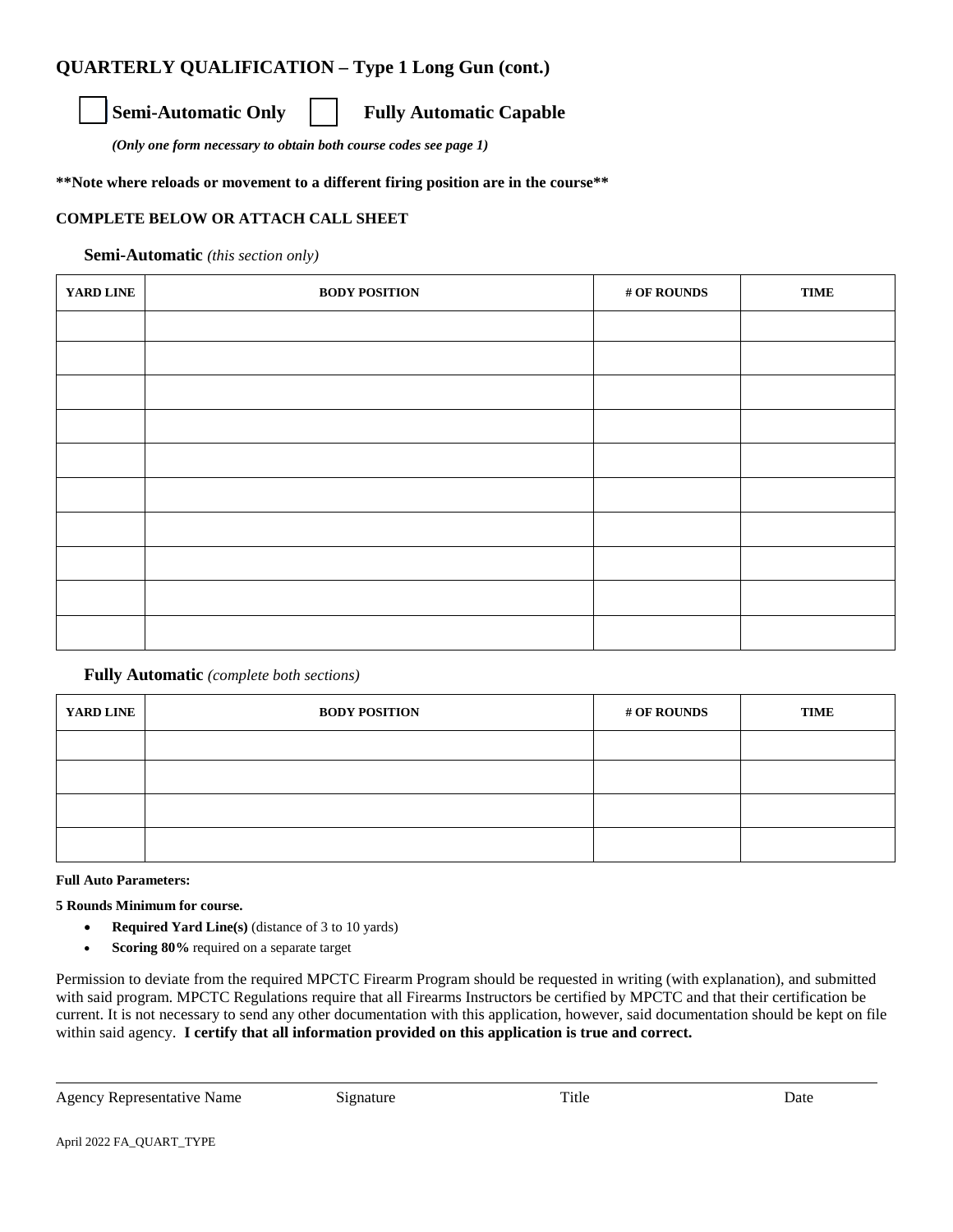## QUARTERLY QUALIFICATION – Type 1 Long Gun (cont.)

☐ **Semi-Automatic Only** ☐ **Fully Automatic Capable**

***(Only one form necessary to obtain both course codes see page 1)***

****Note where reloads or movement to a different firing position are in the course****

**COMPLETE BELOW OR ATTACH CALL SHEET**

**Semi-Automatic** *(this section only)*

| YARD LINE | BODY POSITION | # OF ROUNDS | TIME |
|---|---|---|---|
| | | | |
| | | | |
| | | | |
| | | | |
| | | | |
| | | | |
| | | | |
| | | | |
| | | | |
| | | | |

**Fully Automatic** *(complete both sections)*

| YARD LINE | BODY POSITION | # OF ROUNDS | TIME |
|---|---|---|---|
| | | | |
| | | | |
| | | | |
| | | | |

**Full Auto Parameters:**

**5 Rounds Minimum for course.**

- **Required Yard Line(s)** (distance of 3 to 10 yards)
- **Scoring 80%** required on a separate target

Permission to deviate from the required MPCTC Firearm Program should be requested in writing (with explanation), and submitted with said program. MPCTC Regulations require that all Firearms Instructors be certified by MPCTC and that their certification be current. It is not necessary to send any other documentation with this application, however, said documentation should be kept on file within said agency. **I certify that all information provided on this application is true and correct.**

Agency Representative Name    Signature    Title    Date

April 2022 FA_QUART_TYPE